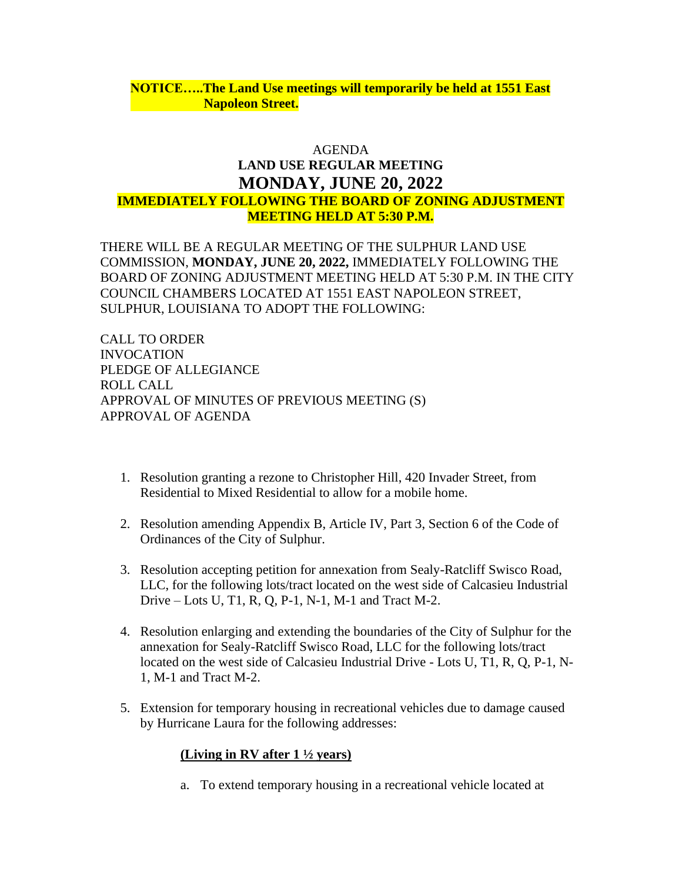**NOTICE…..The Land Use meetings will temporarily be held at 1551 East Napoleon Street.**

AGENDA

**LAND USE REGULAR MEETING**

# MONDAY, JUNE 20, 2022

**IMMEDIATELY FOLLOWING THE BOARD OF ZONING ADJUSTMENT MEETING HELD AT 5:30 P.M.**

THERE WILL BE A REGULAR MEETING OF THE SULPHUR LAND USE COMMISSION, **MONDAY, JUNE 20, 2022,** IMMEDIATELY FOLLOWING THE BOARD OF ZONING ADJUSTMENT MEETING HELD AT 5:30 P.M. IN THE CITY COUNCIL CHAMBERS LOCATED AT 1551 EAST NAPOLEON STREET, SULPHUR, LOUISIANA TO ADOPT THE FOLLOWING:

CALL TO ORDER
INVOCATION
PLEDGE OF ALLEGIANCE
ROLL CALL
APPROVAL OF MINUTES OF PREVIOUS MEETING (S)
APPROVAL OF AGENDA

1. Resolution granting a rezone to Christopher Hill, 420 Invader Street, from Residential to Mixed Residential to allow for a mobile home.

2. Resolution amending Appendix B, Article IV, Part 3, Section 6 of the Code of Ordinances of the City of Sulphur.

3. Resolution accepting petition for annexation from Sealy-Ratcliff Swisco Road, LLC, for the following lots/tract located on the west side of Calcasieu Industrial Drive – Lots U, T1, R, Q, P-1, N-1, M-1 and Tract M-2.

4. Resolution enlarging and extending the boundaries of the City of Sulphur for the annexation for Sealy-Ratcliff Swisco Road, LLC for the following lots/tract located on the west side of Calcasieu Industrial Drive - Lots U, T1, R, Q, P-1, N-1, M-1 and Tract M-2.

5. Extension for temporary housing in recreational vehicles due to damage caused by Hurricane Laura for the following addresses:

   **(Living in RV after 1 ½ years)**

   a. To extend temporary housing in a recreational vehicle located at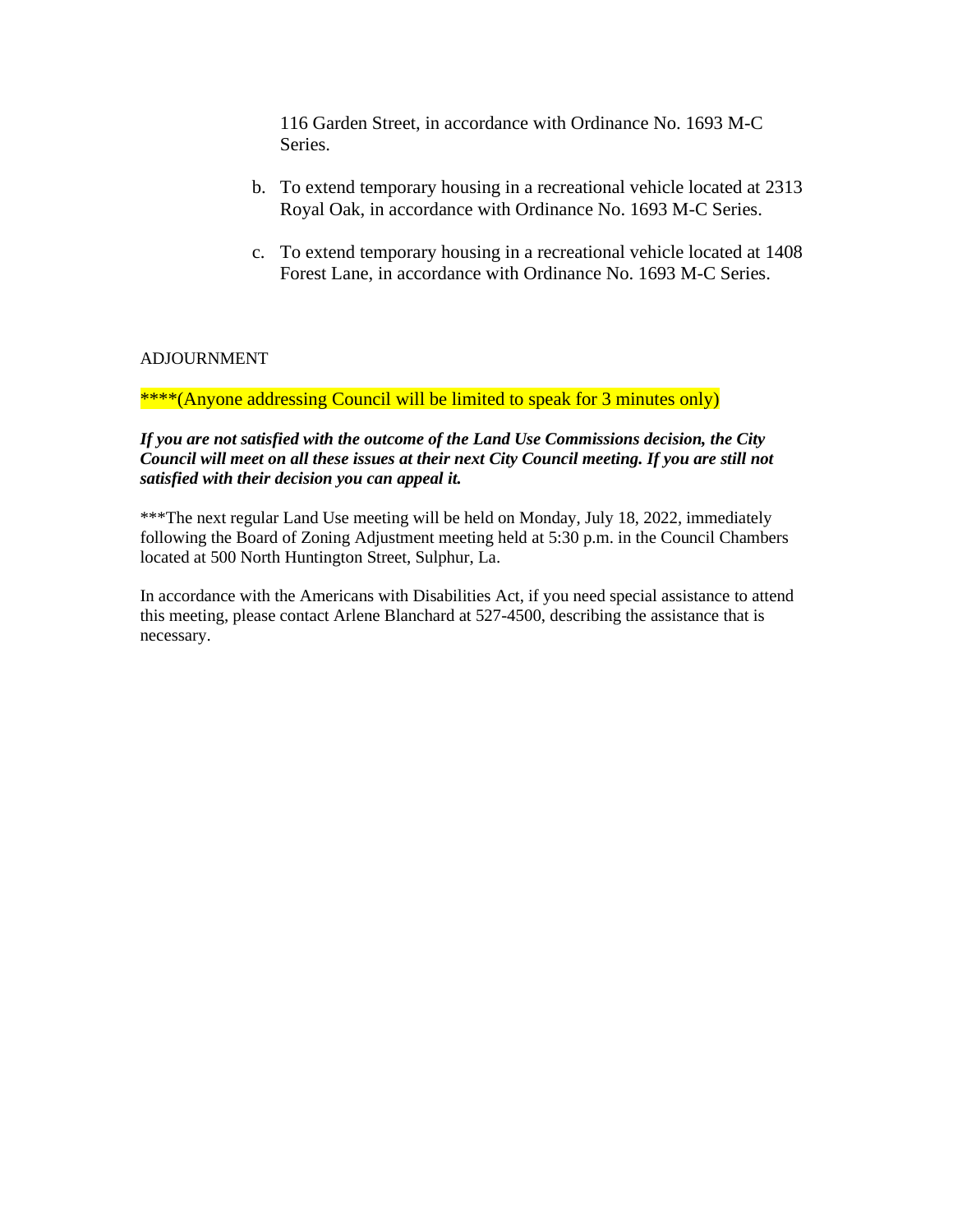116 Garden Street, in accordance with Ordinance No. 1693 M-C Series.

b. To extend temporary housing in a recreational vehicle located at 2313 Royal Oak, in accordance with Ordinance No. 1693 M-C Series.

c. To extend temporary housing in a recreational vehicle located at 1408 Forest Lane, in accordance with Ordinance No. 1693 M-C Series.

ADJOURNMENT

****(Anyone addressing Council will be limited to speak for 3 minutes only)

***If you are not satisfied with the outcome of the Land Use Commissions decision, the City Council will meet on all these issues at their next City Council meeting. If you are still not satisfied with their decision you can appeal it.***

***The next regular Land Use meeting will be held on Monday, July 18, 2022, immediately following the Board of Zoning Adjustment meeting held at 5:30 p.m. in the Council Chambers located at 500 North Huntington Street, Sulphur, La.

In accordance with the Americans with Disabilities Act, if you need special assistance to attend this meeting, please contact Arlene Blanchard at 527-4500, describing the assistance that is necessary.